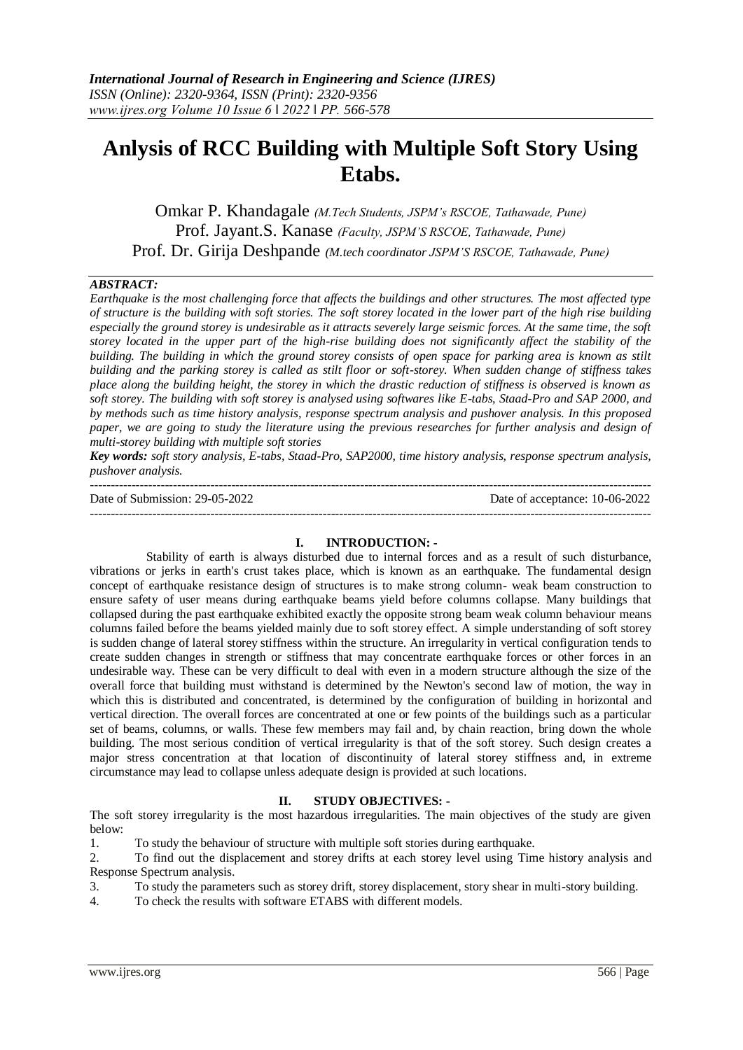# Anlysis of RCC Building with Multiple Soft Story Using Etabs.

Omkar P. Khandagale *(M.Tech Students, JSPM's RSCOE, Tathawade, Pune)*
Prof. Jayant.S. Kanase *(Faculty, JSPM'S RSCOE, Tathawade, Pune)*
Prof. Dr. Girija Deshpande *(M.tech coordinator JSPM'S RSCOE, Tathawade, Pune)*

***ABSTRACT:***

*Earthquake is the most challenging force that affects the buildings and other structures. The most affected type of structure is the building with soft stories. The soft storey located in the lower part of the high rise building especially the ground storey is undesirable as it attracts severely large seismic forces. At the same time, the soft storey located in the upper part of the high-rise building does not significantly affect the stability of the building. The building in which the ground storey consists of open space for parking area is known as stilt building and the parking storey is called as stilt floor or soft-storey. When sudden change of stiffness takes place along the building height, the storey in which the drastic reduction of stiffness is observed is known as soft storey. The building with soft storey is analysed using softwares like E-tabs, Staad-Pro and SAP 2000, and by methods such as time history analysis, response spectrum analysis and pushover analysis. In this proposed paper, we are going to study the literature using the previous researches for further analysis and design of multi-storey building with multiple soft stories*

***Key words:*** *soft story analysis, E-tabs, Staad-Pro, SAP2000, time history analysis, response spectrum analysis, pushover analysis.*

---

Date of Submission: 29-05-2022 Date of acceptance: 10-06-2022

---

## I. INTRODUCTION: -

Stability of earth is always disturbed due to internal forces and as a result of such disturbance, vibrations or jerks in earth's crust takes place, which is known as an earthquake. The fundamental design concept of earthquake resistance design of structures is to make strong column- weak beam construction to ensure safety of user means during earthquake beams yield before columns collapse. Many buildings that collapsed during the past earthquake exhibited exactly the opposite strong beam weak column behaviour means columns failed before the beams yielded mainly due to soft storey effect. A simple understanding of soft storey is sudden change of lateral storey stiffness within the structure. An irregularity in vertical configuration tends to create sudden changes in strength or stiffness that may concentrate earthquake forces or other forces in an undesirable way. These can be very difficult to deal with even in a modern structure although the size of the overall force that building must withstand is determined by the Newton's second law of motion, the way in which this is distributed and concentrated, is determined by the configuration of building in horizontal and vertical direction. The overall forces are concentrated at one or few points of the buildings such as a particular set of beams, columns, or walls. These few members may fail and, by chain reaction, bring down the whole building. The most serious condition of vertical irregularity is that of the soft storey. Such design creates a major stress concentration at that location of discontinuity of lateral storey stiffness and, in extreme circumstance may lead to collapse unless adequate design is provided at such locations.

## II. STUDY OBJECTIVES: -

The soft storey irregularity is the most hazardous irregularities. The main objectives of the study are given below:

1. To study the behaviour of structure with multiple soft stories during earthquake.
2. To find out the displacement and storey drifts at each storey level using Time history analysis and Response Spectrum analysis.
3. To study the parameters such as storey drift, storey displacement, story shear in multi-story building.
4. To check the results with software ETABS with different models.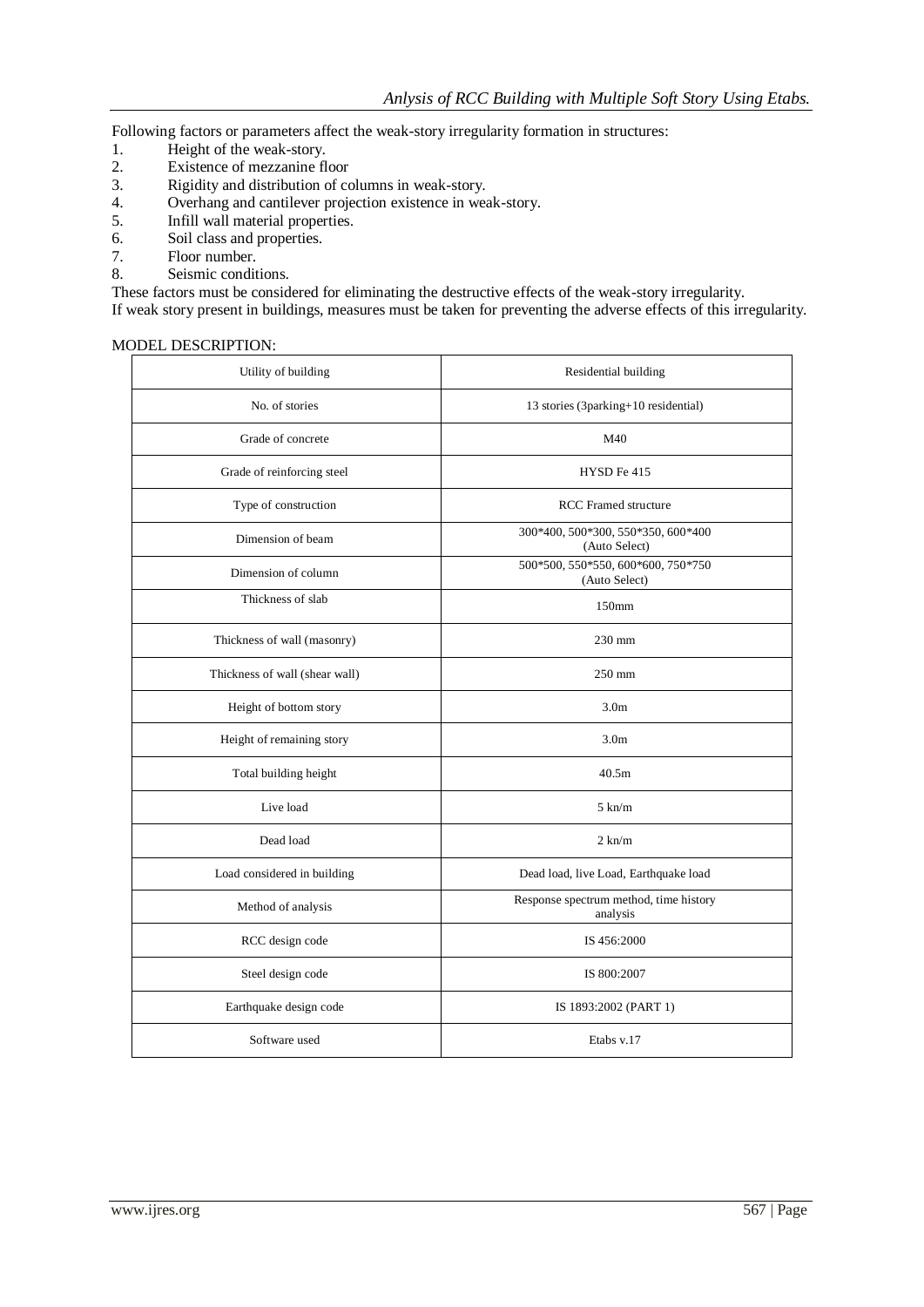Following factors or parameters affect the weak-story irregularity formation in structures:

1. Height of the weak-story.
2. Existence of mezzanine floor
3. Rigidity and distribution of columns in weak-story.
4. Overhang and cantilever projection existence in weak-story.
5. Infill wall material properties.
6. Soil class and properties.
7. Floor number.
8. Seismic conditions.

These factors must be considered for eliminating the destructive effects of the weak-story irregularity.
If weak story present in buildings, measures must be taken for preventing the adverse effects of this irregularity.

MODEL DESCRIPTION:

| | |
|---|---|
| Utility of building | Residential building |
| No. of stories | 13 stories (3parking+10 residential) |
| Grade of concrete | M40 |
| Grade of reinforcing steel | HYSD Fe 415 |
| Type of construction | RCC Framed structure |
| Dimension of beam | 300*400, 500*300, 550*350, 600*400 (Auto Select) |
| Dimension of column | 500*500, 550*550, 600*600, 750*750 (Auto Select) |
| Thickness of slab | 150mm |
| Thickness of wall (masonry) | 230 mm |
| Thickness of wall (shear wall) | 250 mm |
| Height of bottom story | 3.0m |
| Height of remaining story | 3.0m |
| Total building height | 40.5m |
| Live load | 5 kn/m |
| Dead load | 2 kn/m |
| Load considered in building | Dead load, live Load, Earthquake load |
| Method of analysis | Response spectrum method, time history analysis |
| RCC design code | IS 456:2000 |
| Steel design code | IS 800:2007 |
| Earthquake design code | IS 1893:2002 (PART 1) |
| Software used | Etabs v.17 |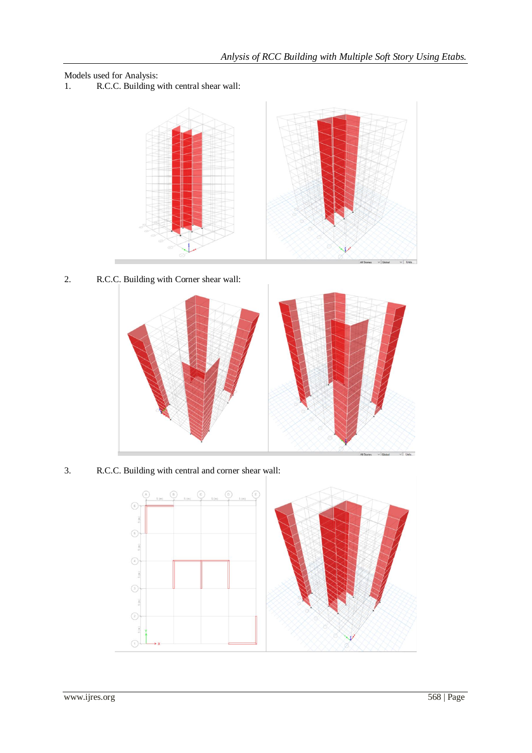Models used for Analysis:

1. R.C.C. Building with central shear wall:

2. R.C.C. Building with Corner shear wall:

3. R.C.C. Building with central and corner shear wall: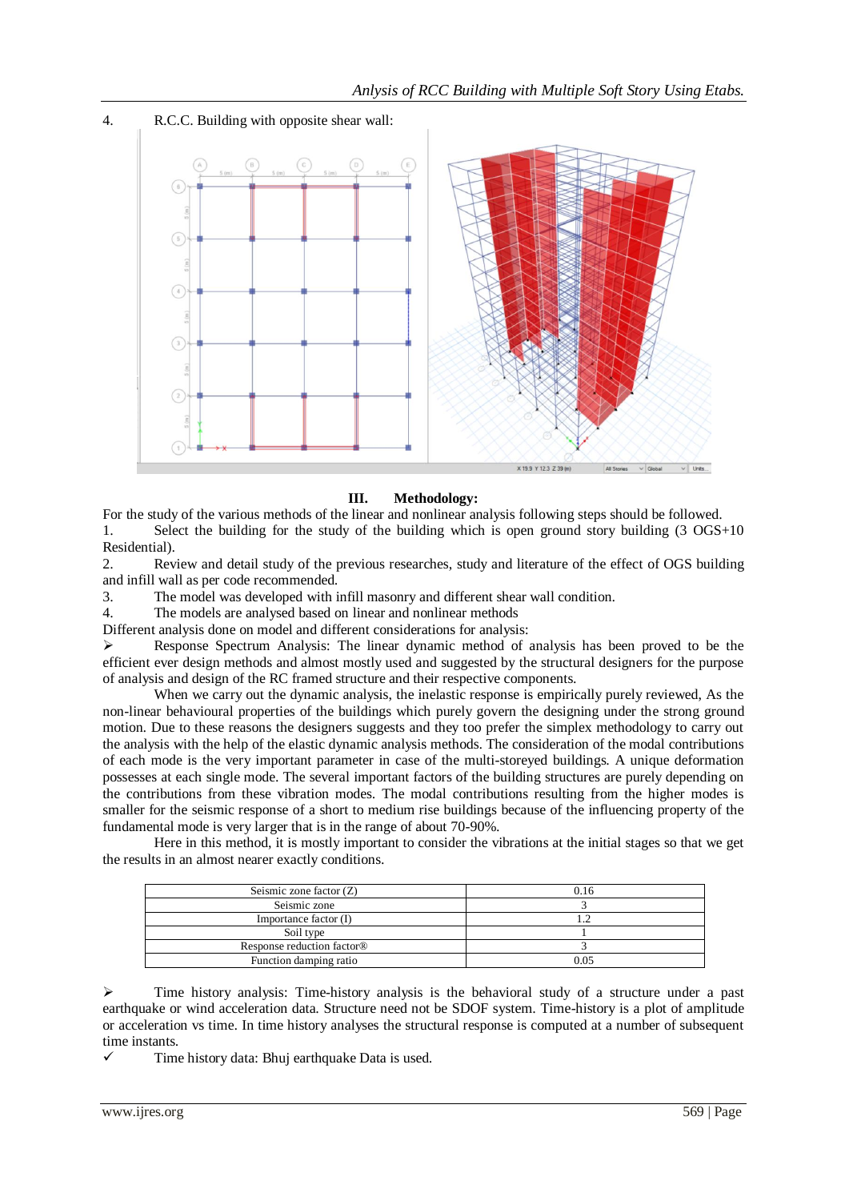4. R.C.C. Building with opposite shear wall:

## III. Methodology:

For the study of the various methods of the linear and nonlinear analysis following steps should be followed.

1. Select the building for the study of the building which is open ground story building (3 OGS+10 Residential).
2. Review and detail study of the previous researches, study and literature of the effect of OGS building and infill wall as per code recommended.
3. The model was developed with infill masonry and different shear wall condition.
4. The models are analysed based on linear and nonlinear methods

Different analysis done on model and different considerations for analysis:

➢ Response Spectrum Analysis: The linear dynamic method of analysis has been proved to be the efficient ever design methods and almost mostly used and suggested by the structural designers for the purpose of analysis and design of the RC framed structure and their respective components.

When we carry out the dynamic analysis, the inelastic response is empirically purely reviewed, As the non-linear behavioural properties of the buildings which purely govern the designing under the strong ground motion. Due to these reasons the designers suggests and they too prefer the simplex methodology to carry out the analysis with the help of the elastic dynamic analysis methods. The consideration of the modal contributions of each mode is the very important parameter in case of the multi-storeyed buildings. A unique deformation possesses at each single mode. The several important factors of the building structures are purely depending on the contributions from these vibration modes. The modal contributions resulting from the higher modes is smaller for the seismic response of a short to medium rise buildings because of the influencing property of the fundamental mode is very larger that is in the range of about 70-90%.

Here in this method, it is mostly important to consider the vibrations at the initial stages so that we get the results in an almost nearer exactly conditions.

| Seismic zone factor (Z) | 0.16 |
|---|---|
| Seismic zone | 3 |
| Importance factor (I) | 1.2 |
| Soil type | 1 |
| Response reduction factor® | 3 |
| Function damping ratio | 0.05 |

➢ Time history analysis: Time-history analysis is the behavioral study of a structure under a past earthquake or wind acceleration data. Structure need not be SDOF system. Time-history is a plot of amplitude or acceleration vs time. In time history analyses the structural response is computed at a number of subsequent time instants.

✓ Time history data: Bhuj earthquake Data is used.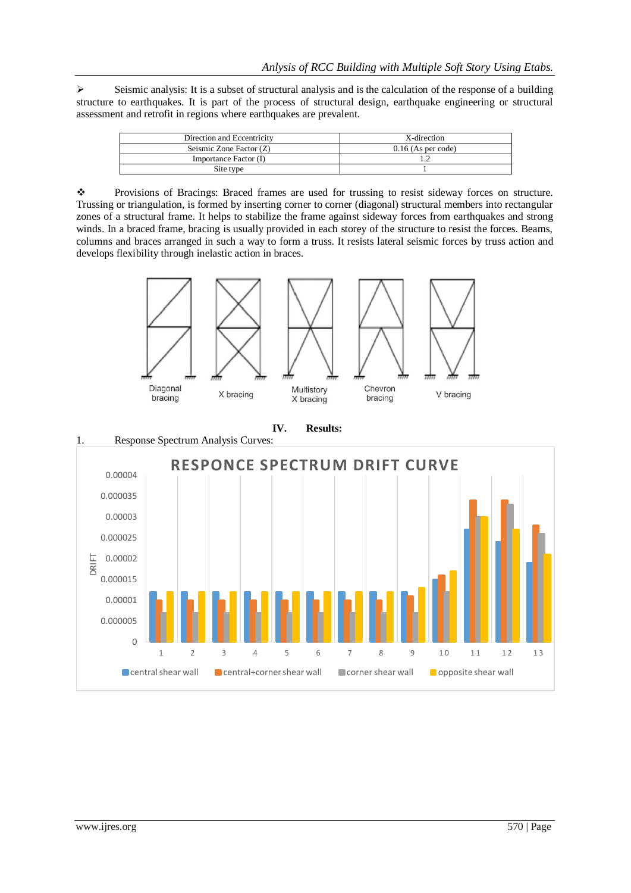➢ Seismic analysis: It is a subset of structural analysis and is the calculation of the response of a building structure to earthquakes. It is part of the process of structural design, earthquake engineering or structural assessment and retrofit in regions where earthquakes are prevalent.

| Direction and Eccentricity | X-direction |
|---|---|
| Seismic Zone Factor (Z) | 0.16 (As per code) |
| Importance Factor (I) | 1.2 |
| Site type | 1 |

❖ Provisions of Bracings: Braced frames are used for trussing to resist sideway forces on structure. Trussing or triangulation, is formed by inserting corner to corner (diagonal) structural members into rectangular zones of a structural frame. It helps to stabilize the frame against sideway forces from earthquakes and strong winds. In a braced frame, bracing is usually provided in each storey of the structure to resist the forces. Beams, columns and braces arranged in such a way to form a truss. It resists lateral seismic forces by truss action and develops flexibility through inelastic action in braces.

Diagonal bracing    X bracing    Multistory X bracing    Chevron bracing    V bracing

## IV. Results:

1. Response Spectrum Analysis Curves:

RESPONCE SPECTRUM DRIFT CURVE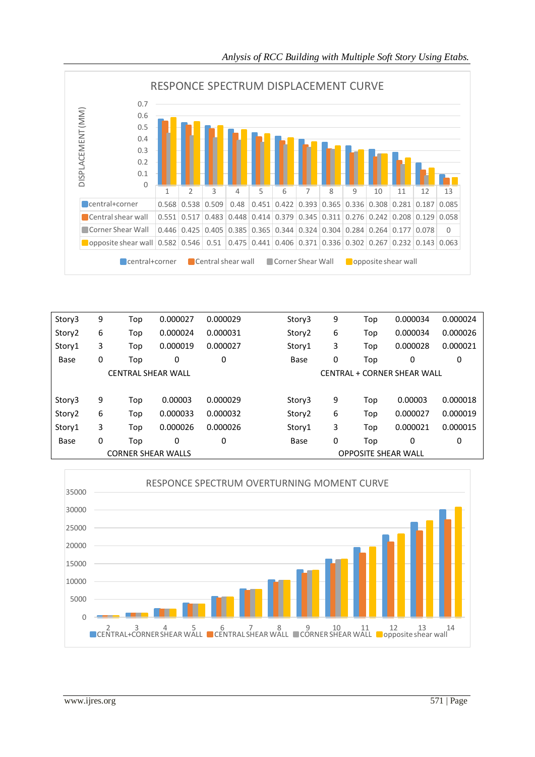RESPONCE SPECTRUM DISPLACEMENT CURVE

| | 1 | 2 | 3 | 4 | 5 | 6 | 7 | 8 | 9 | 10 | 11 | 12 | 13 |
|---|---|---|---|---|---|---|---|---|---|---|---|---|---|
| central+corner | 0.568 | 0.538 | 0.509 | 0.48 | 0.451 | 0.422 | 0.393 | 0.365 | 0.336 | 0.308 | 0.281 | 0.187 | 0.085 |
| Central shear wall | 0.551 | 0.517 | 0.483 | 0.448 | 0.414 | 0.379 | 0.345 | 0.311 | 0.276 | 0.242 | 0.208 | 0.129 | 0.058 |
| Corner Shear Wall | 0.446 | 0.425 | 0.405 | 0.385 | 0.365 | 0.344 | 0.324 | 0.304 | 0.284 | 0.264 | 0.177 | 0.078 | 0 |
| opposite shear wall | 0.582 | 0.546 | 0.51 | 0.475 | 0.441 | 0.406 | 0.371 | 0.336 | 0.302 | 0.267 | 0.232 | 0.143 | 0.063 |

DISPLACEMENT (MM)

| Story3 | 9 | Top | 0.000027 | 0.000029 | Story3 | 9 | Top | 0.000034 | 0.000024 |
|---|---|---|---|---|---|---|---|---|---|
| Story2 | 6 | Top | 0.000024 | 0.000031 | Story2 | 6 | Top | 0.000034 | 0.000026 |
| Story1 | 3 | Top | 0.000019 | 0.000027 | Story1 | 3 | Top | 0.000028 | 0.000021 |
| Base | 0 | Top | 0 | 0 | Base | 0 | Top | 0 | 0 |
| CENTRAL SHEAR WALL | | | | | CENTRAL + CORNER SHEAR WALL | | | | |
| Story3 | 9 | Top | 0.00003 | 0.000029 | Story3 | 9 | Top | 0.00003 | 0.000018 |
| Story2 | 6 | Top | 0.000033 | 0.000032 | Story2 | 6 | Top | 0.000027 | 0.000019 |
| Story1 | 3 | Top | 0.000026 | 0.000026 | Story1 | 3 | Top | 0.000021 | 0.000015 |
| Base | 0 | Top | 0 | 0 | Base | 0 | Top | 0 | 0 |
| CORNER SHEAR WALLS | | | | | OPPOSITE SHEAR WALL | | | | |

RESPONCE SPECTRUM OVERTURNING MOMENT CURVE

CENTRAL+CORNER SHEAR WALL, CENTRAL SHEAR WALL, CORNER SHEAR WALL, opposite shear wall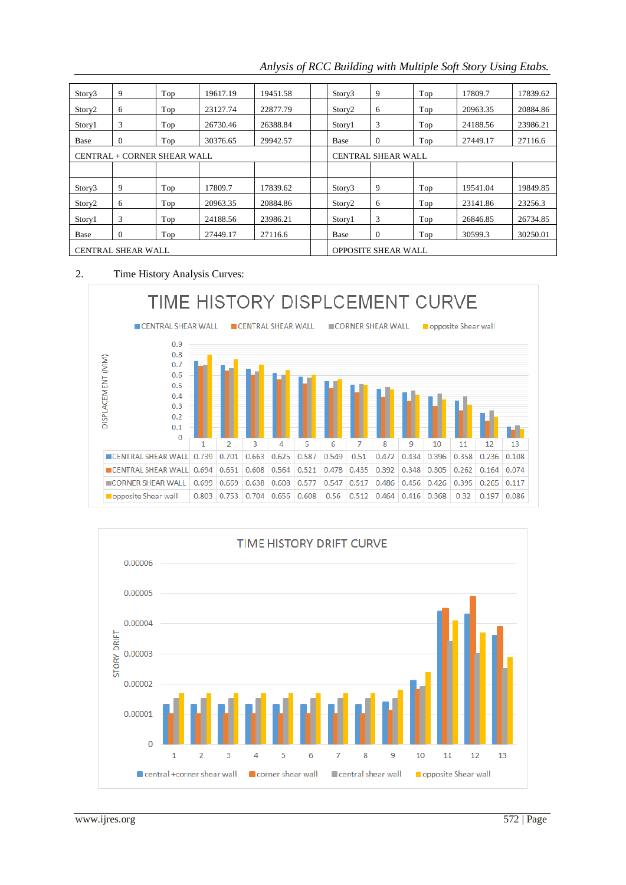| Story3 | 9 | Top | 19617.19 | 19451.58 | | Story3 | 9 | Top | 17809.7 | 17839.62 |
|---|---|---|---|---|---|---|---|---|---|---|
| Story2 | 6 | Top | 23127.74 | 22877.79 | | Story2 | 6 | Top | 20963.35 | 20884.86 |
| Story1 | 3 | Top | 26730.46 | 26388.84 | | Story1 | 3 | Top | 24188.56 | 23986.21 |
| Base | 0 | Top | 30376.65 | 29942.57 | | Base | 0 | Top | 27449.17 | 27116.6 |
| CENTRAL + CORNER SHEAR WALL | | | | | | CENTRAL SHEAR WALL | | | | |
| | | | | | | | | | | |
| Story3 | 9 | Top | 17809.7 | 17839.62 | | Story3 | 9 | Top | 19541.04 | 19849.85 |
| Story2 | 6 | Top | 20963.35 | 20884.86 | | Story2 | 6 | Top | 23141.86 | 23256.3 |
| Story1 | 3 | Top | 24188.56 | 23986.21 | | Story1 | 3 | Top | 26846.85 | 26734.85 |
| Base | 0 | Top | 27449.17 | 27116.6 | | Base | 0 | Top | 30599.3 | 30250.01 |
| CENTRAL SHEAR WALL | | | | | | OPPOSITE SHEAR WALL | | | | |

2. Time History Analysis Curves:

**TIME HISTORY DISPLCEMENT CURVE**

| | 1 | 2 | 3 | 4 | 5 | 6 | 7 | 8 | 9 | 10 | 11 | 12 | 13 |
|---|---|---|---|---|---|---|---|---|---|---|---|---|---|
| CENTRAL SHEAR WALL | 0.739 | 0.701 | 0.663 | 0.625 | 0.587 | 0.549 | 0.51 | 0.472 | 0.434 | 0.396 | 0.358 | 0.236 | 0.108 |
| CENTRAL SHEAR WALL | 0.694 | 0.651 | 0.608 | 0.564 | 0.521 | 0.478 | 0.435 | 0.392 | 0.348 | 0.305 | 0.262 | 0.164 | 0.074 |
| CORNER SHEAR WALL | 0.699 | 0.669 | 0.638 | 0.608 | 0.577 | 0.547 | 0.517 | 0.486 | 0.456 | 0.426 | 0.395 | 0.265 | 0.117 |
| opposite Shear wall | 0.803 | 0.753 | 0.704 | 0.656 | 0.608 | 0.56 | 0.512 | 0.464 | 0.416 | 0.368 | 0.32 | 0.197 | 0.086 |

DISPLACEMENT (MM)

**TIME HISTORY DRIFT CURVE**

STORY DRIFT

central +corner shear wall, corner shear wall, central shear wall, opposite Shear wall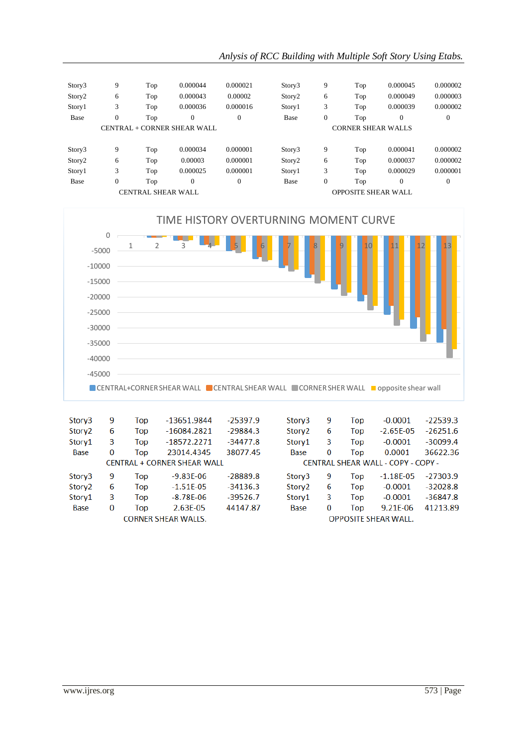| Story3 | 9 | Top | 0.000044 | 0.000021 | Story3 | 9 | Top | 0.000045 | 0.000002 |
|---|---|---|---|---|---|---|---|---|---|
| Story2 | 6 | Top | 0.000043 | 0.00002 | Story2 | 6 | Top | 0.000049 | 0.000003 |
| Story1 | 3 | Top | 0.000036 | 0.000016 | Story1 | 3 | Top | 0.000039 | 0.000002 |
| Base | 0 | Top | 0 | 0 | Base | 0 | Top | 0 | 0 |

CENTRAL + CORNER SHEAR WALL — CORNER SHEAR WALLS

| Story3 | 9 | Top | 0.000034 | 0.000001 | Story3 | 9 | Top | 0.000041 | 0.000002 |
|---|---|---|---|---|---|---|---|---|---|
| Story2 | 6 | Top | 0.00003 | 0.000001 | Story2 | 6 | Top | 0.000037 | 0.000002 |
| Story1 | 3 | Top | 0.000025 | 0.000001 | Story1 | 3 | Top | 0.000029 | 0.000001 |
| Base | 0 | Top | 0 | 0 | Base | 0 | Top | 0 | 0 |

CENTRAL SHEAR WALL — OPPOSITE SHEAR WALL

TIME HISTORY OVERTURNING MOMENT CURVE

CENTRAL+CORNER SHEAR WALL, CENTRAL SHEAR WALL, CORNER SHER WALL, opposite shear wall

| Story3 | 9 | Top | -13651.9844 | -25397.9 | Story3 | 9 | Top | -0.0001 | -22539.3 |
|---|---|---|---|---|---|---|---|---|---|
| Story2 | 6 | Top | -16084.2821 | -29884.3 | Story2 | 6 | Top | -2.65E-05 | -26251.6 |
| Story1 | 3 | Top | -18572.2271 | -34477.8 | Story1 | 3 | Top | -0.0001 | -30099.4 |
| Base | 0 | Top | 23014.4345 | 38077.45 | Base | 0 | Top | 0.0001 | 36622.36 |

CENTRAL + CORNER SHEAR WALL — CENTRAL SHEAR WALL - COPY - COPY -

| Story3 | 9 | Top | -9.83E-06 | -28889.8 | Story3 | 9 | Top | -1.18E-05 | -27303.9 |
|---|---|---|---|---|---|---|---|---|---|
| Story2 | 6 | Top | -1.51E-05 | -34136.3 | Story2 | 6 | Top | -0.0001 | -32028.8 |
| Story1 | 3 | Top | -8.78E-06 | -39526.7 | Story1 | 3 | Top | -0.0001 | -36847.8 |
| Base | 0 | Top | 2.63E-05 | 44147.87 | Base | 0 | Top | 9.21E-06 | 41213.89 |

CORNER SHEAR WALLS. — OPPOSITE SHEAR WALL.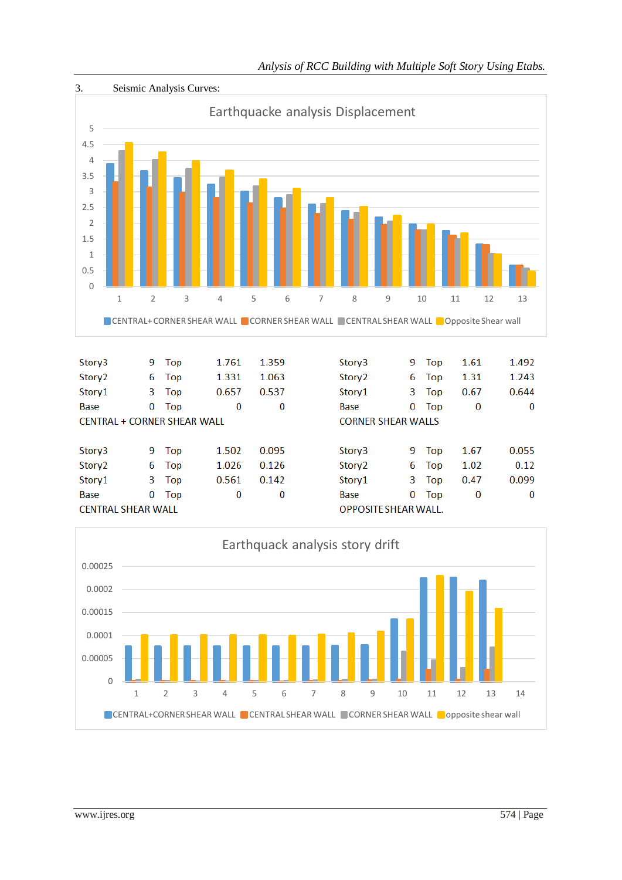3. Seismic Analysis Curves:

Earthquacke analysis Displacement

| Story | | | | |
|---|---|---|---|---|
| Story3 | 9 | Top | 1.761 | 1.359 |
| Story2 | 6 | Top | 1.331 | 1.063 |
| Story1 | 3 | Top | 0.657 | 0.537 |
| Base | 0 | Top | 0 | 0 |

CENTRAL + CORNER SHEAR WALL

| Story | | | | |
|---|---|---|---|---|
| Story3 | 9 | Top | 1.61 | 1.492 |
| Story2 | 6 | Top | 1.31 | 1.243 |
| Story1 | 3 | Top | 0.67 | 0.644 |
| Base | 0 | Top | 0 | 0 |

CORNER SHEAR WALLS

| Story | | | | |
|---|---|---|---|---|
| Story3 | 9 | Top | 1.502 | 0.095 |
| Story2 | 6 | Top | 1.026 | 0.126 |
| Story1 | 3 | Top | 0.561 | 0.142 |
| Base | 0 | Top | 0 | 0 |

CENTRAL SHEAR WALL

| Story | | | | |
|---|---|---|---|---|
| Story3 | 9 | Top | 1.67 | 0.055 |
| Story2 | 6 | Top | 1.02 | 0.12 |
| Story1 | 3 | Top | 0.47 | 0.099 |
| Base | 0 | Top | 0 | 0 |

OPPOSITE SHEAR WALL.

Earthquack analysis story drift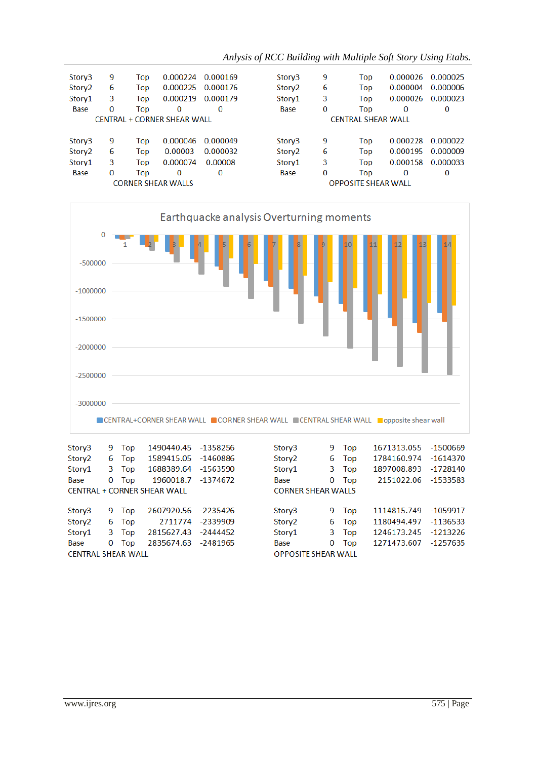| Story3 | 9 | Top | 0.000224 | 0.000169 |
|---|---|---|---|---|
| Story2 | 6 | Top | 0.000225 | 0.000176 |
| Story1 | 3 | Top | 0.000219 | 0.000179 |
| Base | 0 | Top | 0 | 0 |

CENTRAL + CORNER SHEAR WALL

| Story3 | 9 | Top | 0.000026 | 0.000025 |
|---|---|---|---|---|
| Story2 | 6 | Top | 0.000004 | 0.000006 |
| Story1 | 3 | Top | 0.000026 | 0.000023 |
| Base | 0 | Top | 0 | 0 |

CENTRAL SHEAR WALL

| Story3 | 9 | Top | 0.000046 | 0.000049 |
|---|---|---|---|---|
| Story2 | 6 | Top | 0.00003 | 0.000032 |
| Story1 | 3 | Top | 0.000074 | 0.00008 |
| Base | 0 | Top | 0 | 0 |

CORNER SHEAR WALLS

| Story3 | 9 | Top | 0.000228 | 0.000022 |
|---|---|---|---|---|
| Story2 | 6 | Top | 0.000195 | 0.000009 |
| Story1 | 3 | Top | 0.000158 | 0.000033 |
| Base | 0 | Top | 0 | 0 |

OPPOSITE SHEAR WALL

Earthquacke analysis Overturning moments

(Chart legend: CENTRAL+CORNER SHEAR WALL, CORNER SHEAR WALL, CENTRAL SHEAR WALL, opposite shear wall)

| Story3 | 9 | Top | 1490440.45 | -1358256 |
|---|---|---|---|---|
| Story2 | 6 | Top | 1589415.05 | -1460886 |
| Story1 | 3 | Top | 1688389.64 | -1563590 |
| Base | 0 | Top | 1960018.7 | -1374672 |

CENTRAL + CORNER SHEAR WALL

| Story3 | 9 | Top | 1671313.055 | -1500669 |
|---|---|---|---|---|
| Story2 | 6 | Top | 1784160.974 | -1614370 |
| Story1 | 3 | Top | 1897008.893 | -1728140 |
| Base | 0 | Top | 2151022.06 | -1533583 |

CORNER SHEAR WALLS

| Story3 | 9 | Top | 2607920.56 | -2235426 |
|---|---|---|---|---|
| Story2 | 6 | Top | 2711774 | -2339909 |
| Story1 | 3 | Top | 2815627.43 | -2444452 |
| Base | 0 | Top | 2835674.63 | -2481965 |

CENTRAL SHEAR WALL

| Story3 | 9 | Top | 1114815.749 | -1059917 |
|---|---|---|---|---|
| Story2 | 6 | Top | 1180494.497 | -1136533 |
| Story1 | 3 | Top | 1246173.245 | -1213226 |
| Base | 0 | Top | 1271473.607 | -1257635 |

OPPOSITE SHEAR WALL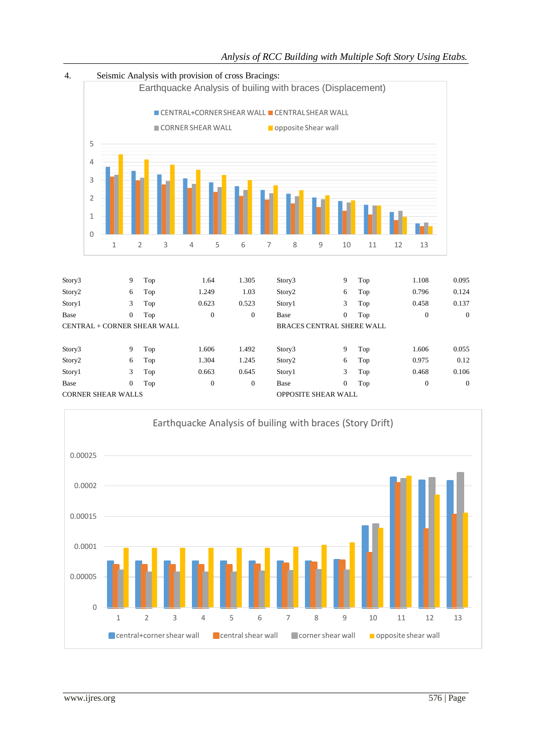4. Seismic Analysis with provision of cross Bracings:

Earthquacke Analysis of builing with braces (Displacement)

CENTRAL+CORNER SHEAR WALL, CENTRAL SHEAR WALL, CORNER SHEAR WALL, opposite Shear wall

| | | | | |
|---|---|---|---|---|
| Story3 | 9 | Top | 1.64 | 1.305 |
| Story2 | 6 | Top | 1.249 | 1.03 |
| Story1 | 3 | Top | 0.623 | 0.523 |
| Base | 0 | Top | 0 | 0 |

CENTRAL + CORNER SHEAR WALL

| | | | | |
|---|---|---|---|---|
| Story3 | 9 | Top | 1.108 | 0.095 |
| Story2 | 6 | Top | 0.796 | 0.124 |
| Story1 | 3 | Top | 0.458 | 0.137 |
| Base | 0 | Top | 0 | 0 |

BRACES CENTRAL SHERE WALL

| | | | | |
|---|---|---|---|---|
| Story3 | 9 | Top | 1.606 | 1.492 |
| Story2 | 6 | Top | 1.304 | 1.245 |
| Story1 | 3 | Top | 0.663 | 0.645 |
| Base | 0 | Top | 0 | 0 |

CORNER SHEAR WALLS

| | | | | |
|---|---|---|---|---|
| Story3 | 9 | Top | 1.606 | 0.055 |
| Story2 | 6 | Top | 0.975 | 0.12 |
| Story1 | 3 | Top | 0.468 | 0.106 |
| Base | 0 | Top | 0 | 0 |

OPPOSITE SHEAR WALL

Earthquacke Analysis of builing with braces (Story Drift)

central+corner shear wall, central shear wall, corner shear wall, opposite shear wall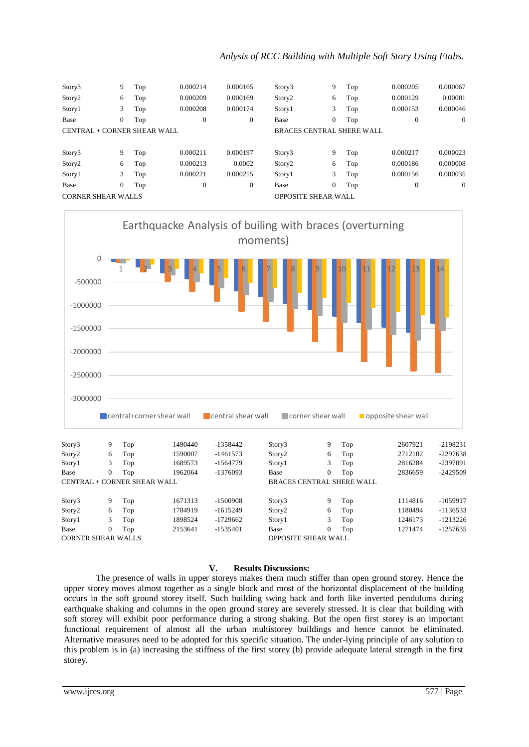| Story3 | 9 | Top | 0.000214 | 0.000165 |
|---|---|---|---|---|
| Story2 | 6 | Top | 0.000209 | 0.000169 |
| Story1 | 3 | Top | 0.000208 | 0.000174 |
| Base | 0 | Top | 0 | 0 |

CENTRAL + CORNER SHEAR WALL

| Story3 | 9 | Top | 0.000205 | 0.000067 |
|---|---|---|---|---|
| Story2 | 6 | Top | 0.000129 | 0.00001 |
| Story1 | 3 | Top | 0.000153 | 0.000046 |
| Base | 0 | Top | 0 | 0 |

BRACES CENTRAL SHERE WALL

| Story3 | 9 | Top | 0.000211 | 0.000197 |
|---|---|---|---|---|
| Story2 | 6 | Top | 0.000213 | 0.0002 |
| Story1 | 3 | Top | 0.000221 | 0.000215 |
| Base | 0 | Top | 0 | 0 |

CORNER SHEAR WALLS

| Story3 | 9 | Top | 0.000217 | 0.000023 |
|---|---|---|---|---|
| Story2 | 6 | Top | 0.000186 | 0.000008 |
| Story1 | 3 | Top | 0.000156 | 0.000035 |
| Base | 0 | Top | 0 | 0 |

OPPOSITE SHEAR WALL

Earthquacke Analysis of builing with braces (overturning moments)

| Story3 | 9 | Top | 1490440 | -1358442 |
|---|---|---|---|---|
| Story2 | 6 | Top | 1590007 | -1461573 |
| Story1 | 3 | Top | 1689573 | -1564779 |
| Base | 0 | Top | 1962064 | -1376093 |

CENTRAL + CORNER SHEAR WALL

| Story3 | 9 | Top | 2607921 | -2198231 |
|---|---|---|---|---|
| Story2 | 6 | Top | 2712102 | -2297638 |
| Story1 | 3 | Top | 2816284 | -2397091 |
| Base | 0 | Top | 2836659 | -2429509 |

BRACES CENTRAL SHERE WALL

| Story3 | 9 | Top | 1671313 | -1500908 |
|---|---|---|---|---|
| Story2 | 6 | Top | 1784919 | -1615249 |
| Story1 | 3 | Top | 1898524 | -1729662 |
| Base | 0 | Top | 2153641 | -1535401 |

CORNER SHEAR WALLS

| Story3 | 9 | Top | 1114816 | -1059917 |
|---|---|---|---|---|
| Story2 | 6 | Top | 1180494 | -1136533 |
| Story1 | 3 | Top | 1246173 | -1213226 |
| Base | 0 | Top | 1271474 | -1257635 |

OPPOSITE SHEAR WALL

## V. Results Discussions:

The presence of walls in upper storeys makes them much stiffer than open ground storey. Hence the upper storey moves almost together as a single block and most of the horizontal displacement of the building occurs in the soft ground storey itself. Such building swing back and forth like inverted pendulums during earthquake shaking and columns in the open ground storey are severely stressed. It is clear that building with soft storey will exhibit poor performance during a strong shaking. But the open first storey is an important functional requirement of almost all the urban multistorey buildings and hence cannot be eliminated. Alternative measures need to be adopted for this specific situation. The under-lying principle of any solution to this problem is in (a) increasing the stiffness of the first storey (b) provide adequate lateral strength in the first storey.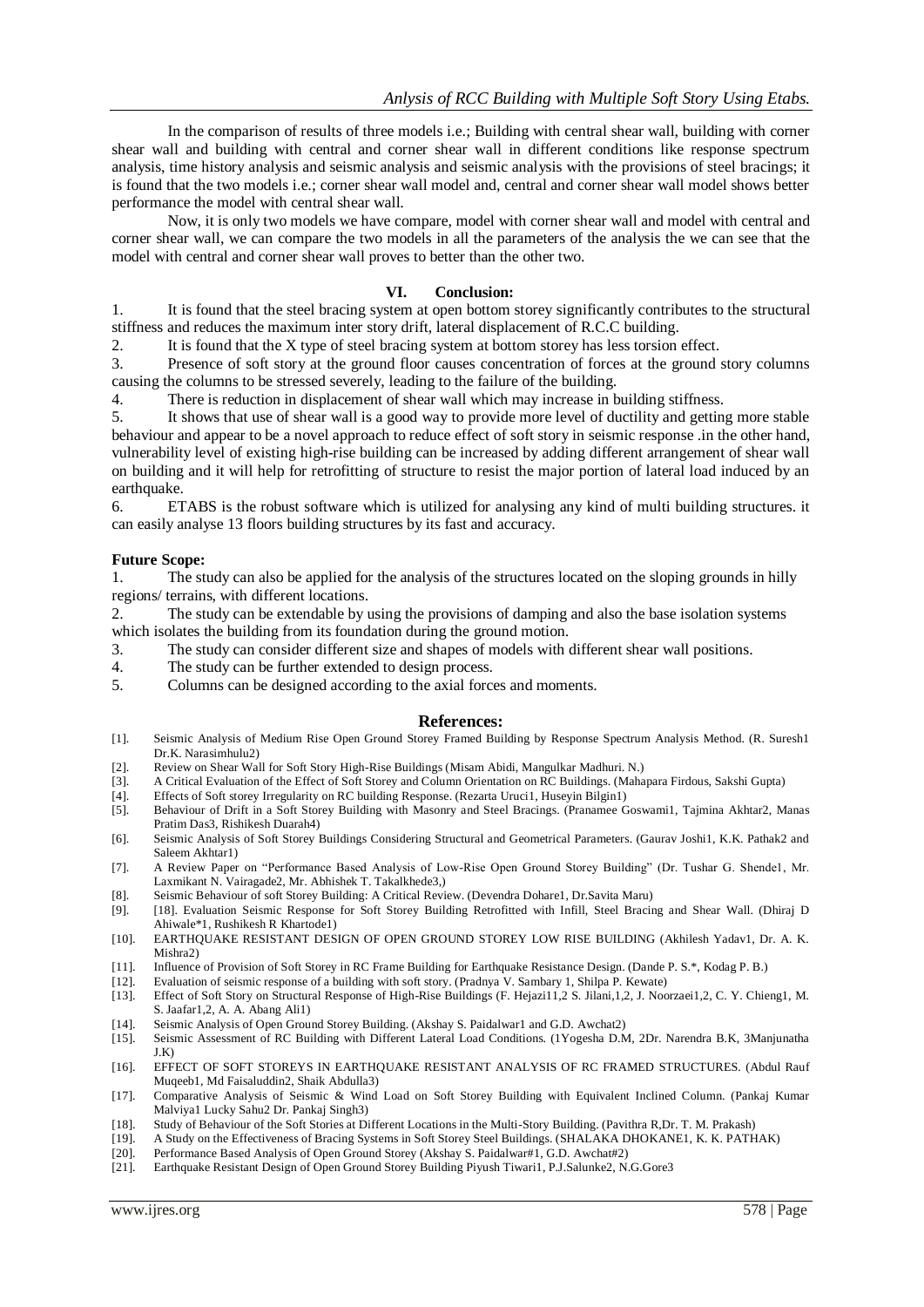In the comparison of results of three models i.e.; Building with central shear wall, building with corner shear wall and building with central and corner shear wall in different conditions like response spectrum analysis, time history analysis and seismic analysis and seismic analysis with the provisions of steel bracings; it is found that the two models i.e.; corner shear wall model and, central and corner shear wall model shows better performance the model with central shear wall.

Now, it is only two models we have compare, model with corner shear wall and model with central and corner shear wall, we can compare the two models in all the parameters of the analysis the we can see that the model with central and corner shear wall proves to better than the other two.

## VI. Conclusion:

1. It is found that the steel bracing system at open bottom storey significantly contributes to the structural stiffness and reduces the maximum inter story drift, lateral displacement of R.C.C building.
2. It is found that the X type of steel bracing system at bottom storey has less torsion effect.
3. Presence of soft story at the ground floor causes concentration of forces at the ground story columns causing the columns to be stressed severely, leading to the failure of the building.
4. There is reduction in displacement of shear wall which may increase in building stiffness.
5. It shows that use of shear wall is a good way to provide more level of ductility and getting more stable behaviour and appear to be a novel approach to reduce effect of soft story in seismic response .in the other hand, vulnerability level of existing high-rise building can be increased by adding different arrangement of shear wall on building and it will help for retrofitting of structure to resist the major portion of lateral load induced by an earthquake.
6. ETABS is the robust software which is utilized for analysing any kind of multi building structures. it can easily analyse 13 floors building structures by its fast and accuracy.

**Future Scope:**

1. The study can also be applied for the analysis of the structures located on the sloping grounds in hilly regions/ terrains, with different locations.
2. The study can be extendable by using the provisions of damping and also the base isolation systems which isolates the building from its foundation during the ground motion.
3. The study can consider different size and shapes of models with different shear wall positions.
4. The study can be further extended to design process.
5. Columns can be designed according to the axial forces and moments.

## References:

[1]. Seismic Analysis of Medium Rise Open Ground Storey Framed Building by Response Spectrum Analysis Method. (R. Suresh1 Dr.K. Narasimhulu2)
[2]. Review on Shear Wall for Soft Story High-Rise Buildings (Misam Abidi, Mangulkar Madhuri. N.)
[3]. A Critical Evaluation of the Effect of Soft Storey and Column Orientation on RC Buildings. (Mahapara Firdous, Sakshi Gupta)
[4]. Effects of Soft storey Irregularity on RC building Response. (Rezarta Uruci1, Huseyin Bilgin1)
[5]. Behaviour of Drift in a Soft Storey Building with Masonry and Steel Bracings. (Pranamee Goswami1, Tajmina Akhtar2, Manas Pratim Das3, Rishikesh Duarah4)
[6]. Seismic Analysis of Soft Storey Buildings Considering Structural and Geometrical Parameters. (Gaurav Joshi1, K.K. Pathak2 and Saleem Akhtar1)
[7]. A Review Paper on "Performance Based Analysis of Low-Rise Open Ground Storey Building" (Dr. Tushar G. Shende1, Mr. Laxmikant N. Vairagade2, Mr. Abhishek T. Takalkhede3,)
[8]. Seismic Behaviour of soft Storey Building: A Critical Review. (Devendra Dohare1, Dr.Savita Maru)
[9]. [18]. Evaluation Seismic Response for Soft Storey Building Retrofitted with Infill, Steel Bracing and Shear Wall. (Dhiraj D Ahiwale*1, Rushikesh R Khartode1)
[10]. EARTHQUAKE RESISTANT DESIGN OF OPEN GROUND STOREY LOW RISE BUILDING (Akhilesh Yadav1, Dr. A. K. Mishra2)
[11]. Influence of Provision of Soft Storey in RC Frame Building for Earthquake Resistance Design. (Dande P. S.*, Kodag P. B.)
[12]. Evaluation of seismic response of a building with soft story. (Pradnya V. Sambary 1, Shilpa P. Kewate)
[13]. Effect of Soft Story on Structural Response of High-Rise Buildings (F. Hejazi11,2 S. Jilani,1,2, J. Noorzaei1,2, C. Y. Chieng1, M. S. Jaafar1,2, A. A. Abang Ali1)
[14]. Seismic Analysis of Open Ground Storey Building. (Akshay S. Paidalwar1 and G.D. Awchat2)
[15]. Seismic Assessment of RC Building with Different Lateral Load Conditions. (1Yogesha D.M, 2Dr. Narendra B.K, 3Manjunatha J.K)
[16]. EFFECT OF SOFT STOREYS IN EARTHQUAKE RESISTANT ANALYSIS OF RC FRAMED STRUCTURES. (Abdul Rauf Muqeeb1, Md Faisaluddin2, Shaik Abdulla3)
[17]. Comparative Analysis of Seismic & Wind Load on Soft Storey Building with Equivalent Inclined Column. (Pankaj Kumar Malviya1 Lucky Sahu2 Dr. Pankaj Singh3)
[18]. Study of Behaviour of the Soft Stories at Different Locations in the Multi-Story Building. (Pavithra R,Dr. T. M. Prakash)
[19]. A Study on the Effectiveness of Bracing Systems in Soft Storey Steel Buildings. (SHALAKA DHOKANE1, K. K. PATHAK)
[20]. Performance Based Analysis of Open Ground Storey (Akshay S. Paidalwar#1, G.D. Awchat#2)
[21]. Earthquake Resistant Design of Open Ground Storey Building Piyush Tiwari1, P.J.Salunke2, N.G.Gore3